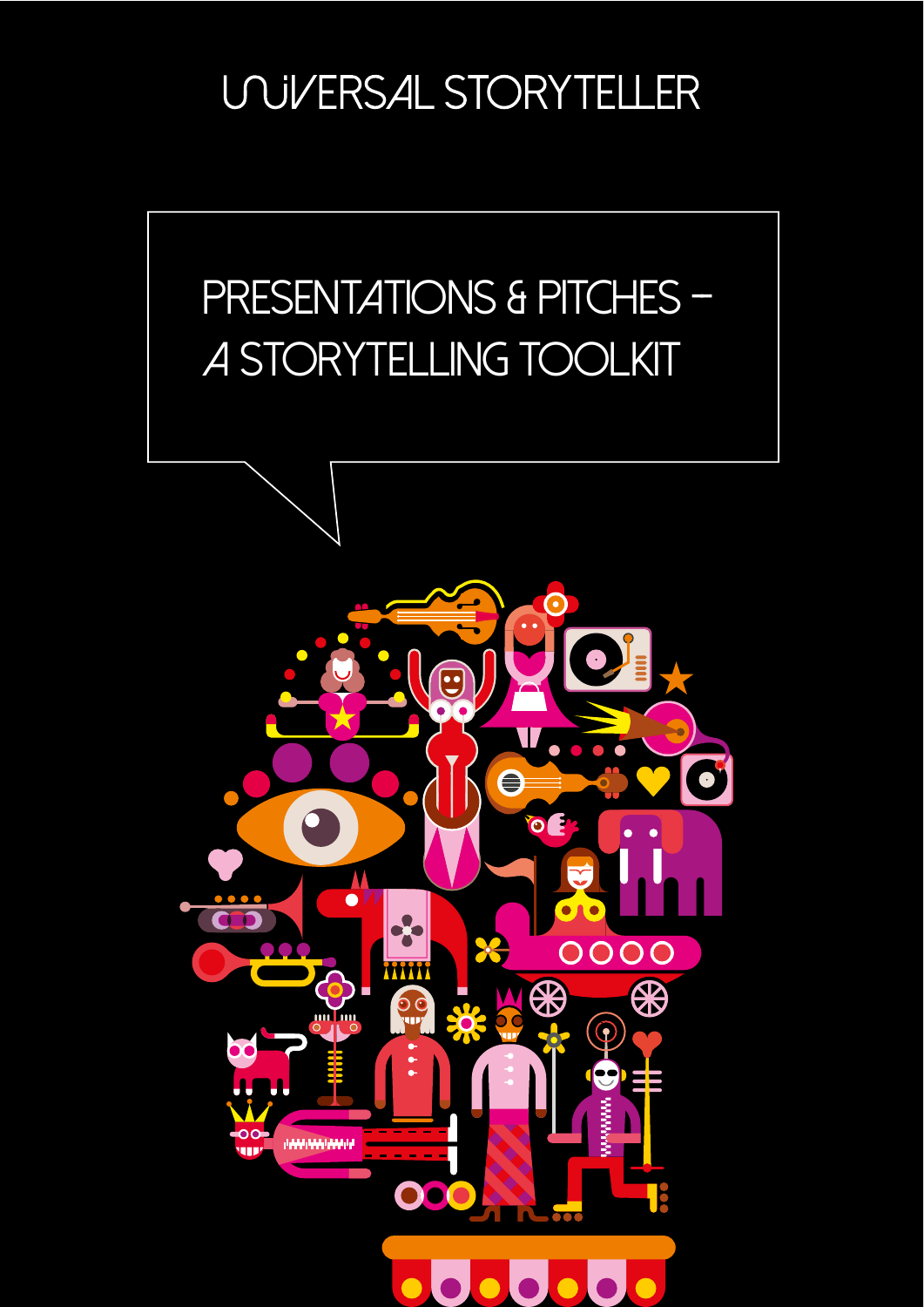UNIVERSAL STORYTELLER

# PRESENTATIONS & PITCHES – A STORYTELLING TOOLKIT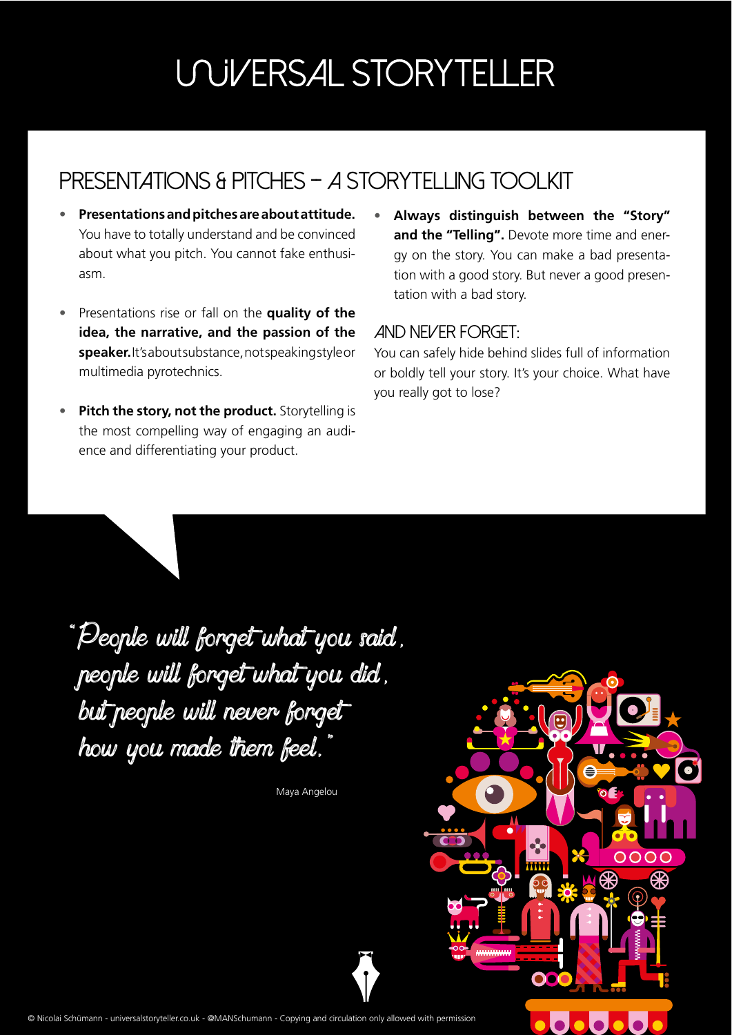# UNIVERSAL STORYTELLER

## PRESENTATIONS & PITCHES – A STORYTELLING TOOLKIT

- **Presentations and pitches are about attitude.** You have to totally understand and be convinced about what you pitch. You cannot fake enthusiasm.
- Presentations rise or fall on the **quality of the idea, the narrative, and the passion of the speaker.** It's about substance, not speaking style or multimedia pyrotechnics.
- **Pitch the story, not the product.** Storytelling is the most compelling way of engaging an audience and differentiating your product.
- **Always distinguish between the "Story" and the "Telling".** Devote more time and energy on the story. You can make a bad presentation with a good story. But never a good presentation with a bad story.

### AND NEVER FORGET:

You can safely hide behind slides full of information or boldly tell your story. It's your choice. What have you really got to lose?

*"People will forget what you said, people will forget what you did, but people will never forget how you made them feel."*

Maya Angelou

© Nicolai Schümann - universalstoryteller.co.uk - @MANSchumann - Copying and circulation only allowed with permission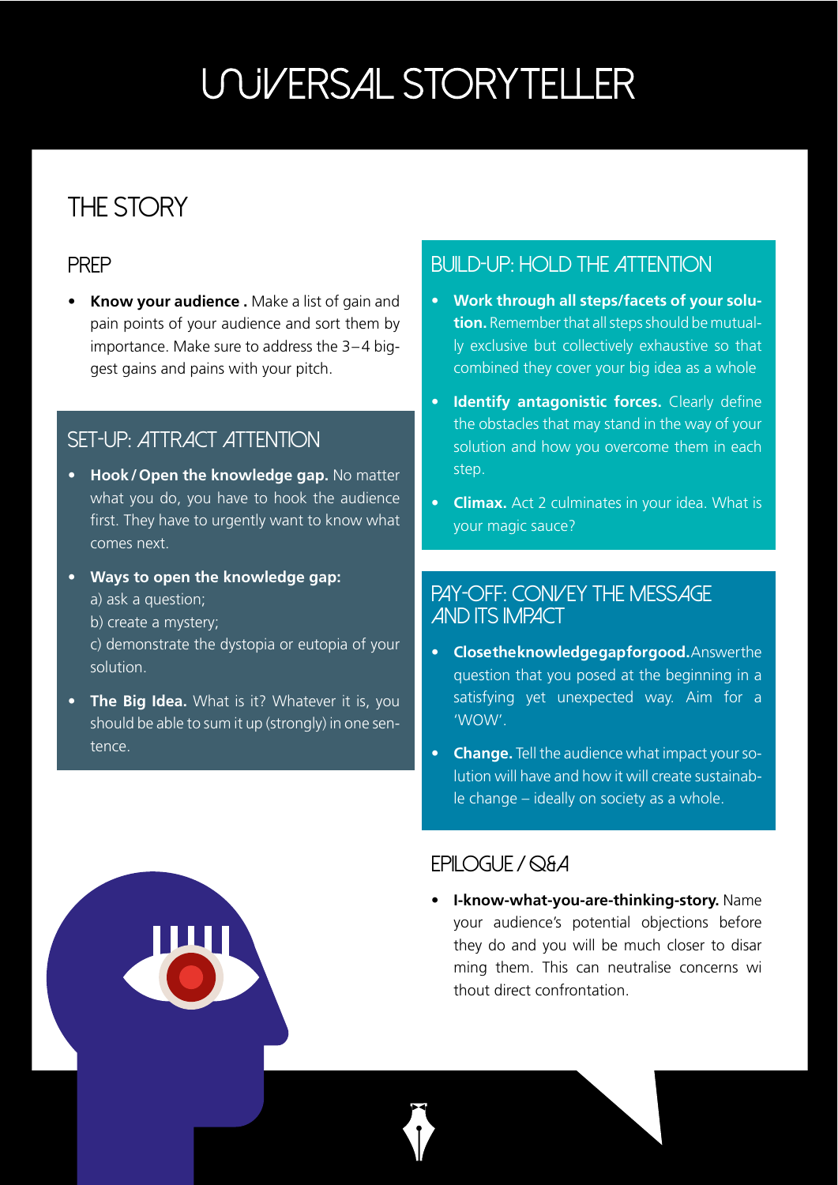# UNIVERSAL STORYTELLER

## THE STORY

### PREP

- **Know your audience .** Make a list of gain and pain points of your audience and sort them by importance. Make sure to address the 3–4 biggest gains and pains with your pitch.

### SET-UP: ATTRACT ATTENTION

- **Hook / Open the knowledge gap.** No matter what you do, you have to hook the audience first. They have to urgently want to know what comes next.
- **Ways to open the knowledge gap:**
  a) ask a question;
  b) create a mystery;
  c) demonstrate the dystopia or eutopia of your solution.
- **The Big Idea.** What is it? Whatever it is, you should be able to sum it up (strongly) in one sentence.

### BUILD-UP: HOLD THE ATTENTION

- **Work through all steps/facets of your solution.** Remember that all steps should be mutually exclusive but collectively exhaustive so that combined they cover your big idea as a whole
- **Identify antagonistic forces.** Clearly define the obstacles that may stand in the way of your solution and how you overcome them in each step.
- **Climax.** Act 2 culminates in your idea. What is your magic sauce?

### PAY-OFF: CONVEY THE MESSAGE AND ITS IMPACT

- **Close the knowledge gap for good.** Answer the question that you posed at the beginning in a satisfying yet unexpected way. Aim for a 'WOW'.
- **Change.** Tell the audience what impact your solution will have and how it will create sustainable change – ideally on society as a whole.

### EPILOGUE / Q&A

- **I-know-what-you-are-thinking-story.** Name your audience's potential objections before they do and you will be much closer to disarming them. This can neutralise concerns without direct confrontation.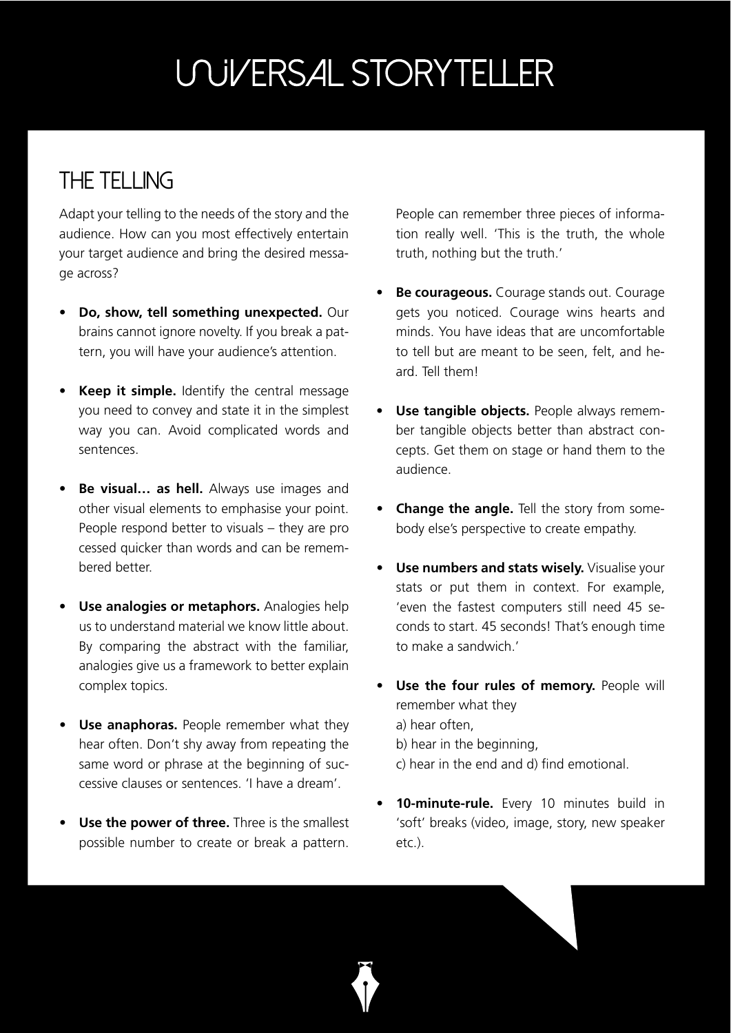# UNIVERSAL STORYTELLER

## THE TELLING

Adapt your telling to the needs of the story and the audience. How can you most effectively entertain your target audience and bring the desired message across?

- **Do, show, tell something unexpected.** Our brains cannot ignore novelty. If you break a pattern, you will have your audience's attention.
- **Keep it simple.** Identify the central message you need to convey and state it in the simplest way you can. Avoid complicated words and sentences.
- **Be visual… as hell.** Always use images and other visual elements to emphasise your point. People respond better to visuals – they are processed quicker than words and can be remembered better.
- **Use analogies or metaphors.** Analogies help us to understand material we know little about. By comparing the abstract with the familiar, analogies give us a framework to better explain complex topics.
- **Use anaphoras.** People remember what they hear often. Don't shy away from repeating the same word or phrase at the beginning of successive clauses or sentences. 'I have a dream'.
- **Use the power of three.** Three is the smallest possible number to create or break a pattern. People can remember three pieces of information really well. 'This is the truth, the whole truth, nothing but the truth.'
- **Be courageous.** Courage stands out. Courage gets you noticed. Courage wins hearts and minds. You have ideas that are uncomfortable to tell but are meant to be seen, felt, and heard. Tell them!
- **Use tangible objects.** People always remember tangible objects better than abstract concepts. Get them on stage or hand them to the audience.
- **Change the angle.** Tell the story from somebody else's perspective to create empathy.
- **Use numbers and stats wisely.** Visualise your stats or put them in context. For example, 'even the fastest computers still need 45 seconds to start. 45 seconds! That's enough time to make a sandwich.'
- **Use the four rules of memory.** People will remember what they
  a) hear often,
  b) hear in the beginning,
  c) hear in the end and d) find emotional.
- **10-minute-rule.** Every 10 minutes build in 'soft' breaks (video, image, story, new speaker etc.).